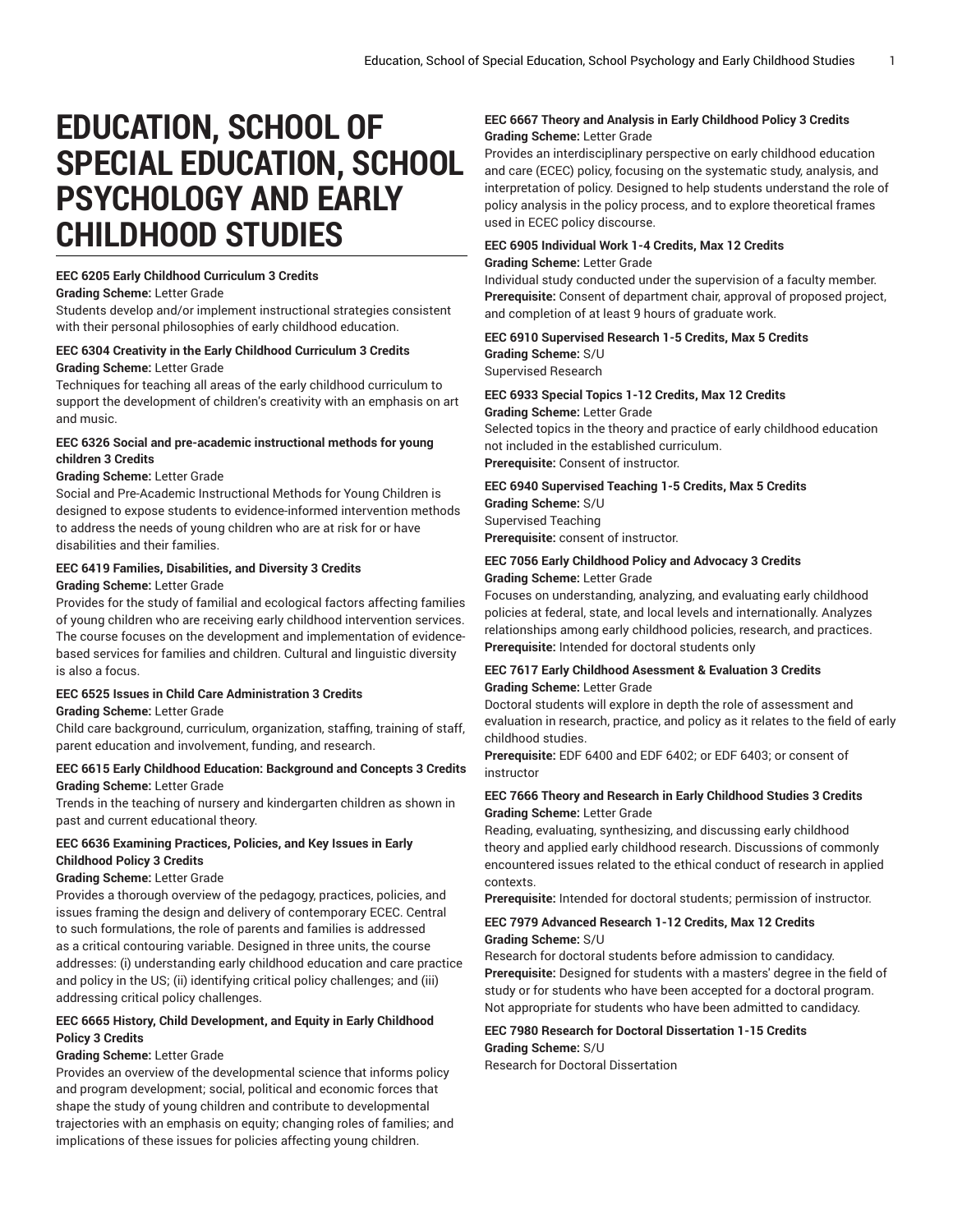# EDUCATION, SCHOOL OF SPECIAL EDUCATION, SCHOOL PSYCHOLOGY AND EARLY CHILDHOOD STUDIES

**EEC 6205 Early Childhood Curriculum 3 Credits**
**Grading Scheme:** Letter Grade
Students develop and/or implement instructional strategies consistent with their personal philosophies of early childhood education.

**EEC 6304 Creativity in the Early Childhood Curriculum 3 Credits**
**Grading Scheme:** Letter Grade
Techniques for teaching all areas of the early childhood curriculum to support the development of children's creativity with an emphasis on art and music.

**EEC 6326 Social and pre-academic instructional methods for young children 3 Credits**
**Grading Scheme:** Letter Grade
Social and Pre-Academic Instructional Methods for Young Children is designed to expose students to evidence-informed intervention methods to address the needs of young children who are at risk for or have disabilities and their families.

**EEC 6419 Families, Disabilities, and Diversity 3 Credits**
**Grading Scheme:** Letter Grade
Provides for the study of familial and ecological factors affecting families of young children who are receiving early childhood intervention services. The course focuses on the development and implementation of evidence-based services for families and children. Cultural and linguistic diversity is also a focus.

**EEC 6525 Issues in Child Care Administration 3 Credits**
**Grading Scheme:** Letter Grade
Child care background, curriculum, organization, staffing, training of staff, parent education and involvement, funding, and research.

**EEC 6615 Early Childhood Education: Background and Concepts 3 Credits**
**Grading Scheme:** Letter Grade
Trends in the teaching of nursery and kindergarten children as shown in past and current educational theory.

**EEC 6636 Examining Practices, Policies, and Key Issues in Early Childhood Policy 3 Credits**
**Grading Scheme:** Letter Grade
Provides a thorough overview of the pedagogy, practices, policies, and issues framing the design and delivery of contemporary ECEC. Central to such formulations, the role of parents and families is addressed as a critical contouring variable. Designed in three units, the course addresses: (i) understanding early childhood education and care practice and policy in the US; (ii) identifying critical policy challenges; and (iii) addressing critical policy challenges.

**EEC 6665 History, Child Development, and Equity in Early Childhood Policy 3 Credits**
**Grading Scheme:** Letter Grade
Provides an overview of the developmental science that informs policy and program development; social, political and economic forces that shape the study of young children and contribute to developmental trajectories with an emphasis on equity; changing roles of families; and implications of these issues for policies affecting young children.

**EEC 6667 Theory and Analysis in Early Childhood Policy 3 Credits**
**Grading Scheme:** Letter Grade
Provides an interdisciplinary perspective on early childhood education and care (ECEC) policy, focusing on the systematic study, analysis, and interpretation of policy. Designed to help students understand the role of policy analysis in the policy process, and to explore theoretical frames used in ECEC policy discourse.

**EEC 6905 Individual Work 1-4 Credits, Max 12 Credits**
**Grading Scheme:** Letter Grade
Individual study conducted under the supervision of a faculty member.
**Prerequisite:** Consent of department chair, approval of proposed project, and completion of at least 9 hours of graduate work.

**EEC 6910 Supervised Research 1-5 Credits, Max 5 Credits**
**Grading Scheme:** S/U
Supervised Research

**EEC 6933 Special Topics 1-12 Credits, Max 12 Credits**
**Grading Scheme:** Letter Grade
Selected topics in the theory and practice of early childhood education not included in the established curriculum.
**Prerequisite:** Consent of instructor.

**EEC 6940 Supervised Teaching 1-5 Credits, Max 5 Credits**
**Grading Scheme:** S/U
Supervised Teaching
**Prerequisite:** consent of instructor.

**EEC 7056 Early Childhood Policy and Advocacy 3 Credits**
**Grading Scheme:** Letter Grade
Focuses on understanding, analyzing, and evaluating early childhood policies at federal, state, and local levels and internationally. Analyzes relationships among early childhood policies, research, and practices.
**Prerequisite:** Intended for doctoral students only

**EEC 7617 Early Childhood Asessment & Evaluation 3 Credits**
**Grading Scheme:** Letter Grade
Doctoral students will explore in depth the role of assessment and evaluation in research, practice, and policy as it relates to the field of early childhood studies.
**Prerequisite:** EDF 6400 and EDF 6402; or EDF 6403; or consent of instructor

**EEC 7666 Theory and Research in Early Childhood Studies 3 Credits**
**Grading Scheme:** Letter Grade
Reading, evaluating, synthesizing, and discussing early childhood theory and applied early childhood research. Discussions of commonly encountered issues related to the ethical conduct of research in applied contexts.
**Prerequisite:** Intended for doctoral students; permission of instructor.

**EEC 7979 Advanced Research 1-12 Credits, Max 12 Credits**
**Grading Scheme:** S/U
Research for doctoral students before admission to candidacy.
**Prerequisite:** Designed for students with a masters' degree in the field of study or for students who have been accepted for a doctoral program. Not appropriate for students who have been admitted to candidacy.

**EEC 7980 Research for Doctoral Dissertation 1-15 Credits**
**Grading Scheme:** S/U
Research for Doctoral Dissertation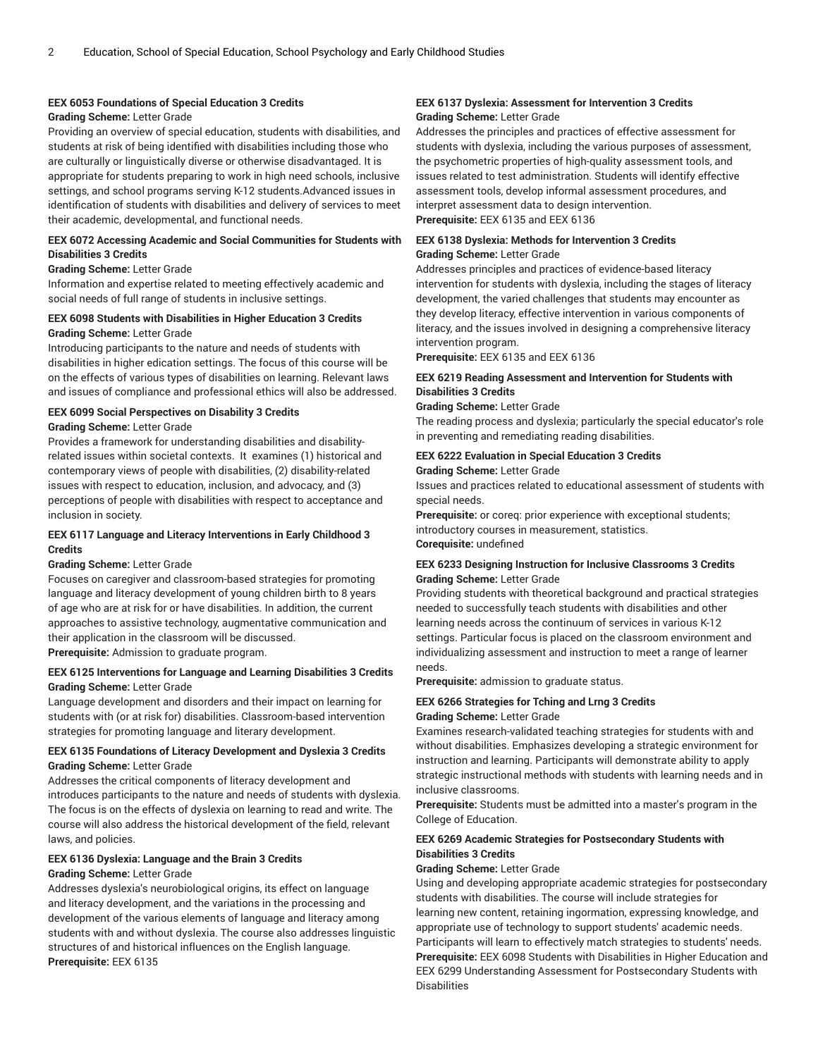#### EEX 6053 Foundations of Special Education 3 Credits

**Grading Scheme:** Letter Grade

Providing an overview of special education, students with disabilities, and students at risk of being identified with disabilities including those who are culturally or linguistically diverse or otherwise disadvantaged. It is appropriate for students preparing to work in high need schools, inclusive settings, and school programs serving K-12 students.Advanced issues in identification of students with disabilities and delivery of services to meet their academic, developmental, and functional needs.

#### EEX 6072 Accessing Academic and Social Communities for Students with Disabilities 3 Credits

**Grading Scheme:** Letter Grade

Information and expertise related to meeting effectively academic and social needs of full range of students in inclusive settings.

#### EEX 6098 Students with Disabilities in Higher Education 3 Credits

**Grading Scheme:** Letter Grade

Introducing participants to the nature and needs of students with disabilities in higher edication settings. The focus of this course will be on the effects of various types of disabilities on learning. Relevant laws and issues of compliance and professional ethics will also be addressed.

#### EEX 6099 Social Perspectives on Disability 3 Credits

**Grading Scheme:** Letter Grade

Provides a framework for understanding disabilities and disability-related issues within societal contexts. It examines (1) historical and contemporary views of people with disabilities, (2) disability-related issues with respect to education, inclusion, and advocacy, and (3) perceptions of people with disabilities with respect to acceptance and inclusion in society.

#### EEX 6117 Language and Literacy Interventions in Early Childhood 3 Credits

**Grading Scheme:** Letter Grade

Focuses on caregiver and classroom-based strategies for promoting language and literacy development of young children birth to 8 years of age who are at risk for or have disabilities. In addition, the current approaches to assistive technology, augmentative communication and their application in the classroom will be discussed.

**Prerequisite:** Admission to graduate program.

#### EEX 6125 Interventions for Language and Learning Disabilities 3 Credits

**Grading Scheme:** Letter Grade

Language development and disorders and their impact on learning for students with (or at risk for) disabilities. Classroom-based intervention strategies for promoting language and literary development.

#### EEX 6135 Foundations of Literacy Development and Dyslexia 3 Credits

**Grading Scheme:** Letter Grade

Addresses the critical components of literacy development and introduces participants to the nature and needs of students with dyslexia. The focus is on the effects of dyslexia on learning to read and write. The course will also address the historical development of the field, relevant laws, and policies.

#### EEX 6136 Dyslexia: Language and the Brain 3 Credits

**Grading Scheme:** Letter Grade

Addresses dyslexia's neurobiological origins, its effect on language and literacy development, and the variations in the processing and development of the various elements of language and literacy among students with and without dyslexia. The course also addresses linguistic structures of and historical influences on the English language.

**Prerequisite:** EEX 6135

#### EEX 6137 Dyslexia: Assessment for Intervention 3 Credits

**Grading Scheme:** Letter Grade

Addresses the principles and practices of effective assessment for students with dyslexia, including the various purposes of assessment, the psychometric properties of high-quality assessment tools, and issues related to test administration. Students will identify effective assessment tools, develop informal assessment procedures, and interpret assessment data to design intervention.

**Prerequisite:** EEX 6135 and EEX 6136

#### EEX 6138 Dyslexia: Methods for Intervention 3 Credits

**Grading Scheme:** Letter Grade

Addresses principles and practices of evidence-based literacy intervention for students with dyslexia, including the stages of literacy development, the varied challenges that students may encounter as they develop literacy, effective intervention in various components of literacy, and the issues involved in designing a comprehensive literacy intervention program.

**Prerequisite:** EEX 6135 and EEX 6136

#### EEX 6219 Reading Assessment and Intervention for Students with Disabilities 3 Credits

**Grading Scheme:** Letter Grade

The reading process and dyslexia; particularly the special educator's role in preventing and remediating reading disabilities.

#### EEX 6222 Evaluation in Special Education 3 Credits

**Grading Scheme:** Letter Grade

Issues and practices related to educational assessment of students with special needs.

**Prerequisite:** or coreq: prior experience with exceptional students; introductory courses in measurement, statistics.

**Corequisite:** undefined

#### EEX 6233 Designing Instruction for Inclusive Classrooms 3 Credits

**Grading Scheme:** Letter Grade

Providing students with theoretical background and practical strategies needed to successfully teach students with disabilities and other learning needs across the continuum of services in various K-12 settings. Particular focus is placed on the classroom environment and individualizing assessment and instruction to meet a range of learner needs.

**Prerequisite:** admission to graduate status.

#### EEX 6266 Strategies for Tching and Lrng 3 Credits

**Grading Scheme:** Letter Grade

Examines research-validated teaching strategies for students with and without disabilities. Emphasizes developing a strategic environment for instruction and learning. Participants will demonstrate ability to apply strategic instructional methods with students with learning needs and in inclusive classrooms.

**Prerequisite:** Students must be admitted into a master's program in the College of Education.

#### EEX 6269 Academic Strategies for Postsecondary Students with Disabilities 3 Credits

**Grading Scheme:** Letter Grade

Using and developing appropriate academic strategies for postsecondary students with disabilities. The course will include strategies for learning new content, retaining ingormation, expressing knowledge, and appropriate use of technology to support students' academic needs. Participants will learn to effectively match strategies to students' needs.

**Prerequisite:** EEX 6098 Students with Disabilities in Higher Education and EEX 6299 Understanding Assessment for Postsecondary Students with Disabilities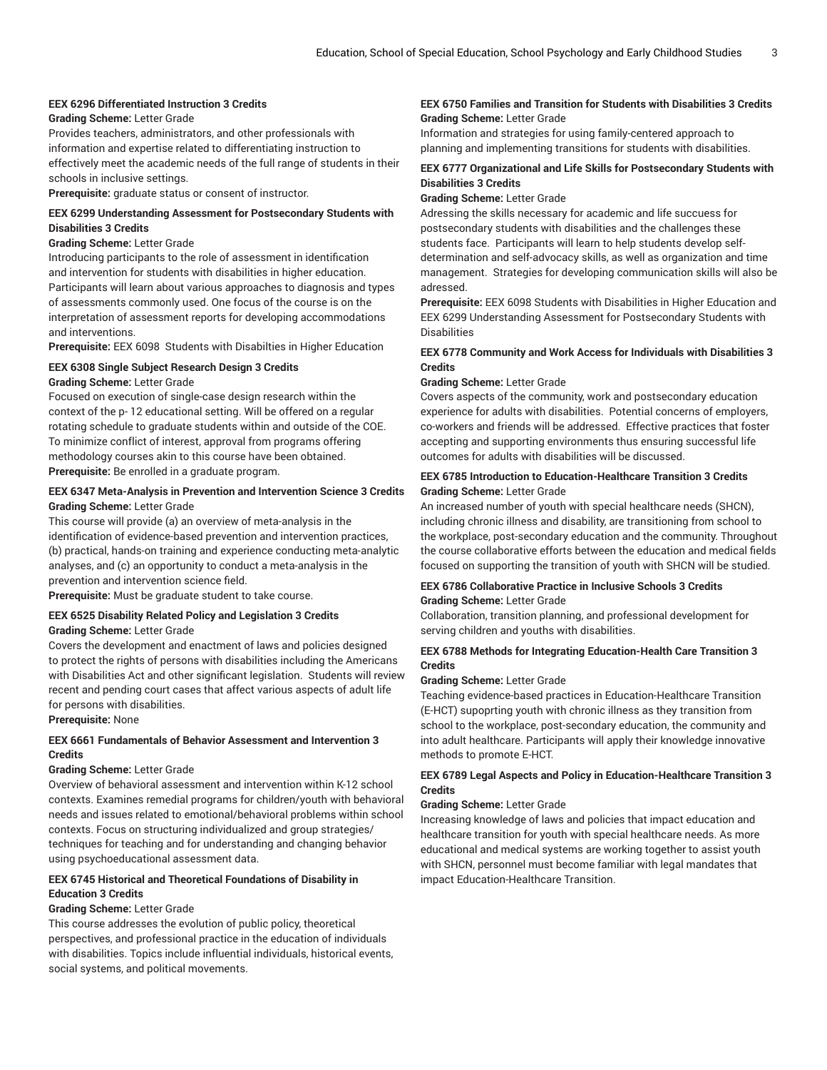**EEX 6296 Differentiated Instruction 3 Credits**

**Grading Scheme:** Letter Grade

Provides teachers, administrators, and other professionals with information and expertise related to differentiating instruction to effectively meet the academic needs of the full range of students in their schools in inclusive settings.

**Prerequisite:** graduate status or consent of instructor.

**EEX 6299 Understanding Assessment for Postsecondary Students with Disabilities 3 Credits**

**Grading Scheme:** Letter Grade

Introducing participants to the role of assessment in identification and intervention for students with disabilities in higher education. Participants will learn about various approaches to diagnosis and types of assessments commonly used. One focus of the course is on the interpretation of assessment reports for developing accommodations and interventions.

**Prerequisite:** EEX 6098 Students with Disabilties in Higher Education

**EEX 6308 Single Subject Research Design 3 Credits**

**Grading Scheme:** Letter Grade

Focused on execution of single-case design research within the context of the p- 12 educational setting. Will be offered on a regular rotating schedule to graduate students within and outside of the COE. To minimize conflict of interest, approval from programs offering methodology courses akin to this course have been obtained.

**Prerequisite:** Be enrolled in a graduate program.

**EEX 6347 Meta-Analysis in Prevention and Intervention Science 3 Credits**

**Grading Scheme:** Letter Grade

This course will provide (a) an overview of meta-analysis in the identification of evidence-based prevention and intervention practices, (b) practical, hands-on training and experience conducting meta-analytic analyses, and (c) an opportunity to conduct a meta-analysis in the prevention and intervention science field.

**Prerequisite:** Must be graduate student to take course.

**EEX 6525 Disability Related Policy and Legislation 3 Credits**

**Grading Scheme:** Letter Grade

Covers the development and enactment of laws and policies designed to protect the rights of persons with disabilities including the Americans with Disabilities Act and other significant legislation. Students will review recent and pending court cases that affect various aspects of adult life for persons with disabilities.

**Prerequisite:** None

**EEX 6661 Fundamentals of Behavior Assessment and Intervention 3 Credits**

**Grading Scheme:** Letter Grade

Overview of behavioral assessment and intervention within K-12 school contexts. Examines remedial programs for children/youth with behavioral needs and issues related to emotional/behavioral problems within school contexts. Focus on structuring individualized and group strategies/ techniques for teaching and for understanding and changing behavior using psychoeducational assessment data.

**EEX 6745 Historical and Theoretical Foundations of Disability in Education 3 Credits**

**Grading Scheme:** Letter Grade

This course addresses the evolution of public policy, theoretical perspectives, and professional practice in the education of individuals with disabilities. Topics include influential individuals, historical events, social systems, and political movements.

**EEX 6750 Families and Transition for Students with Disabilities 3 Credits**

**Grading Scheme:** Letter Grade

Information and strategies for using family-centered approach to planning and implementing transitions for students with disabilities.

**EEX 6777 Organizational and Life Skills for Postsecondary Students with Disabilities 3 Credits**

**Grading Scheme:** Letter Grade

Adressing the skills necessary for academic and life succuess for postsecondary students with disabilities and the challenges these students face. Participants will learn to help students develop self-determination and self-advocacy skills, as well as organization and time management. Strategies for developing communication skills will also be adressed.

**Prerequisite:** EEX 6098 Students with Disabilities in Higher Education and EEX 6299 Understanding Assessment for Postsecondary Students with Disabilities

**EEX 6778 Community and Work Access for Individuals with Disabilities 3 Credits**

**Grading Scheme:** Letter Grade

Covers aspects of the community, work and postsecondary education experience for adults with disabilities. Potential concerns of employers, co-workers and friends will be addressed. Effective practices that foster accepting and supporting environments thus ensuring successful life outcomes for adults with disabilities will be discussed.

**EEX 6785 Introduction to Education-Healthcare Transition 3 Credits**

**Grading Scheme:** Letter Grade

An increased number of youth with special healthcare needs (SHCN), including chronic illness and disability, are transitioning from school to the workplace, post-secondary education and the community. Throughout the course collaborative efforts between the education and medical fields focused on supporting the transition of youth with SHCN will be studied.

**EEX 6786 Collaborative Practice in Inclusive Schools 3 Credits**

**Grading Scheme:** Letter Grade

Collaboration, transition planning, and professional development for serving children and youths with disabilities.

**EEX 6788 Methods for Integrating Education-Health Care Transition 3 Credits**

**Grading Scheme:** Letter Grade

Teaching evidence-based practices in Education-Healthcare Transition (E-HCT) supoprting youth with chronic illness as they transition from school to the workplace, post-secondary education, the community and into adult healthcare. Participants will apply their knowledge innovative methods to promote E-HCT.

**EEX 6789 Legal Aspects and Policy in Education-Healthcare Transition 3 Credits**

**Grading Scheme:** Letter Grade

Increasing knowledge of laws and policies that impact education and healthcare transition for youth with special healthcare needs. As more educational and medical systems are working together to assist youth with SHCN, personnel must become familiar with legal mandates that impact Education-Healthcare Transition.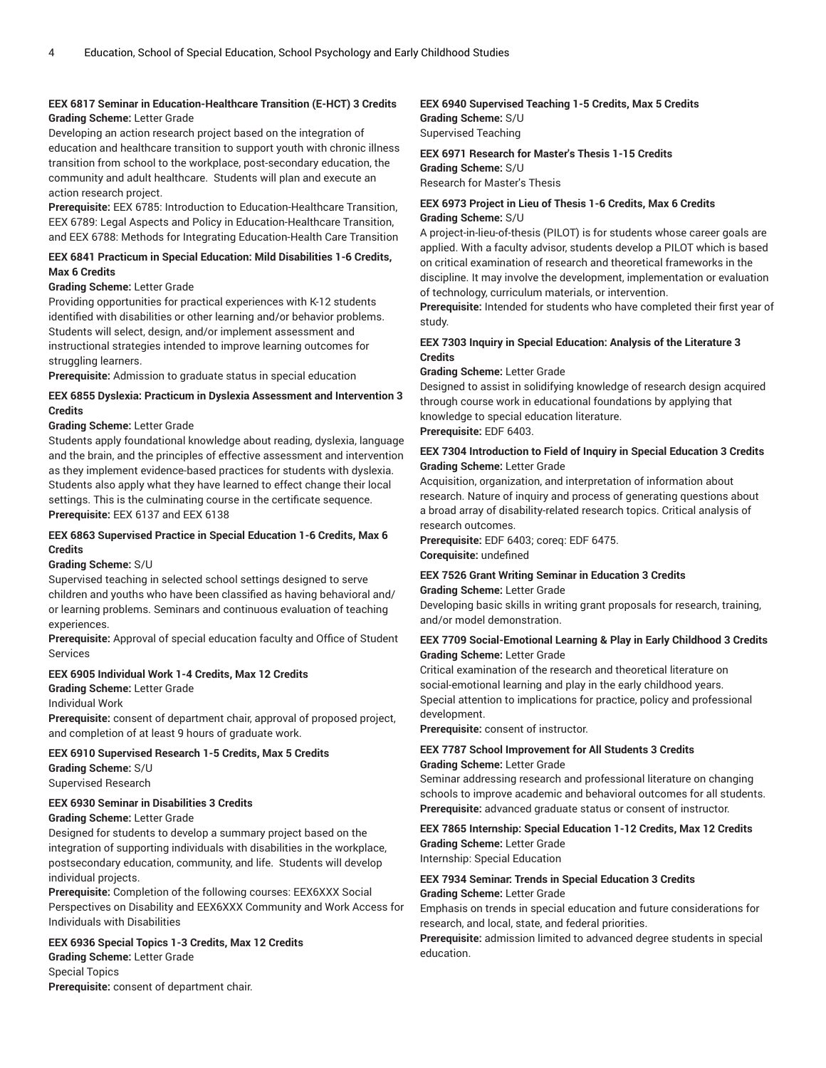**EEX 6817 Seminar in Education-Healthcare Transition (E-HCT) 3 Credits**
**Grading Scheme:** Letter Grade

Developing an action research project based on the integration of education and healthcare transition to support youth with chronic illness transition from school to the workplace, post-secondary education, the community and adult healthcare. Students will plan and execute an action research project.

**Prerequisite:** EEX 6785: Introduction to Education-Healthcare Transition, EEX 6789: Legal Aspects and Policy in Education-Healthcare Transition, and EEX 6788: Methods for Integrating Education-Health Care Transition

**EEX 6841 Practicum in Special Education: Mild Disabilities 1-6 Credits, Max 6 Credits**

**Grading Scheme:** Letter Grade

Providing opportunities for practical experiences with K-12 students identified with disabilities or other learning and/or behavior problems. Students will select, design, and/or implement assessment and instructional strategies intended to improve learning outcomes for struggling learners.

**Prerequisite:** Admission to graduate status in special education

**EEX 6855 Dyslexia: Practicum in Dyslexia Assessment and Intervention 3 Credits**

**Grading Scheme:** Letter Grade

Students apply foundational knowledge about reading, dyslexia, language and the brain, and the principles of effective assessment and intervention as they implement evidence-based practices for students with dyslexia. Students also apply what they have learned to effect change their local settings. This is the culminating course in the certificate sequence.

**Prerequisite:** EEX 6137 and EEX 6138

**EEX 6863 Supervised Practice in Special Education 1-6 Credits, Max 6 Credits**

**Grading Scheme:** S/U

Supervised teaching in selected school settings designed to serve children and youths who have been classified as having behavioral and/or learning problems. Seminars and continuous evaluation of teaching experiences.

**Prerequisite:** Approval of special education faculty and Office of Student Services

**EEX 6905 Individual Work 1-4 Credits, Max 12 Credits**

**Grading Scheme:** Letter Grade

Individual Work

**Prerequisite:** consent of department chair, approval of proposed project, and completion of at least 9 hours of graduate work.

**EEX 6910 Supervised Research 1-5 Credits, Max 5 Credits**

**Grading Scheme:** S/U

Supervised Research

**EEX 6930 Seminar in Disabilities 3 Credits**

**Grading Scheme:** Letter Grade

Designed for students to develop a summary project based on the integration of supporting individuals with disabilities in the workplace, postsecondary education, community, and life. Students will develop individual projects.

**Prerequisite:** Completion of the following courses: EEX6XXX Social Perspectives on Disability and EEX6XXX Community and Work Access for Individuals with Disabilities

**EEX 6936 Special Topics 1-3 Credits, Max 12 Credits**

**Grading Scheme:** Letter Grade

Special Topics

**Prerequisite:** consent of department chair.

**EEX 6940 Supervised Teaching 1-5 Credits, Max 5 Credits**

**Grading Scheme:** S/U

Supervised Teaching

**EEX 6971 Research for Master's Thesis 1-15 Credits**

**Grading Scheme:** S/U

Research for Master's Thesis

**EEX 6973 Project in Lieu of Thesis 1-6 Credits, Max 6 Credits**

**Grading Scheme:** S/U

A project-in-lieu-of-thesis (PILOT) is for students whose career goals are applied. With a faculty advisor, students develop a PILOT which is based on critical examination of research and theoretical frameworks in the discipline. It may involve the development, implementation or evaluation of technology, curriculum materials, or intervention.

**Prerequisite:** Intended for students who have completed their first year of study.

**EEX 7303 Inquiry in Special Education: Analysis of the Literature 3 Credits**

**Grading Scheme:** Letter Grade

Designed to assist in solidifying knowledge of research design acquired through course work in educational foundations by applying that knowledge to special education literature.

**Prerequisite:** EDF 6403.

**EEX 7304 Introduction to Field of Inquiry in Special Education 3 Credits**

**Grading Scheme:** Letter Grade

Acquisition, organization, and interpretation of information about research. Nature of inquiry and process of generating questions about a broad array of disability-related research topics. Critical analysis of research outcomes.

**Prerequisite:** EDF 6403; coreq: EDF 6475.

**Corequisite:** undefined

**EEX 7526 Grant Writing Seminar in Education 3 Credits**

**Grading Scheme:** Letter Grade

Developing basic skills in writing grant proposals for research, training, and/or model demonstration.

**EEX 7709 Social-Emotional Learning & Play in Early Childhood 3 Credits**

**Grading Scheme:** Letter Grade

Critical examination of the research and theoretical literature on social-emotional learning and play in the early childhood years. Special attention to implications for practice, policy and professional development.

**Prerequisite:** consent of instructor.

**EEX 7787 School Improvement for All Students 3 Credits**

**Grading Scheme:** Letter Grade

Seminar addressing research and professional literature on changing schools to improve academic and behavioral outcomes for all students.

**Prerequisite:** advanced graduate status or consent of instructor.

**EEX 7865 Internship: Special Education 1-12 Credits, Max 12 Credits**

**Grading Scheme:** Letter Grade

Internship: Special Education

**EEX 7934 Seminar: Trends in Special Education 3 Credits**

**Grading Scheme:** Letter Grade

Emphasis on trends in special education and future considerations for research, and local, state, and federal priorities.

**Prerequisite:** admission limited to advanced degree students in special education.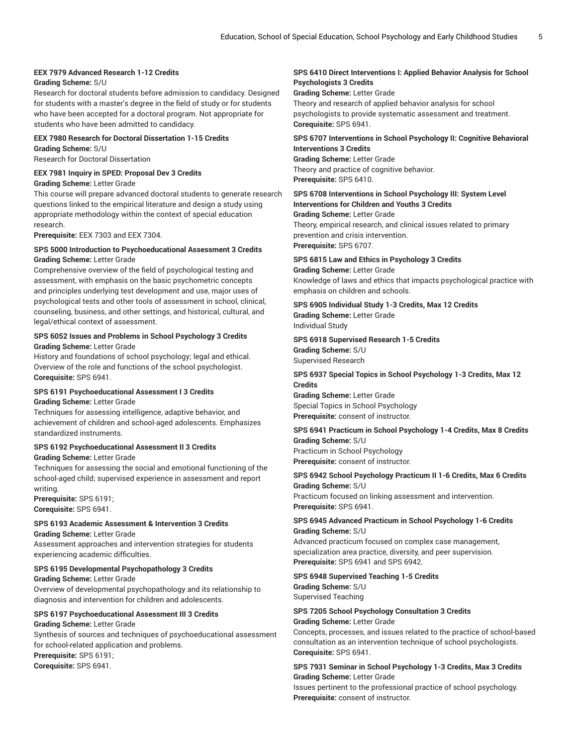**EEX 7979 Advanced Research 1-12 Credits**
**Grading Scheme:** S/U
Research for doctoral students before admission to candidacy. Designed for students with a master's degree in the field of study or for students who have been accepted for a doctoral program. Not appropriate for students who have been admitted to candidacy.

**EEX 7980 Research for Doctoral Dissertation 1-15 Credits**
**Grading Scheme:** S/U
Research for Doctoral Dissertation

**EEX 7981 Inquiry in SPED: Proposal Dev 3 Credits**
**Grading Scheme:** Letter Grade
This course will prepare advanced doctoral students to generate research questions linked to the empirical literature and design a study using appropriate methodology within the context of special education research.
**Prerequisite:** EEX 7303 and EEX 7304.

**SPS 5000 Introduction to Psychoeducational Assessment 3 Credits**
**Grading Scheme:** Letter Grade
Comprehensive overview of the field of psychological testing and assessment, with emphasis on the basic psychometric concepts and principles underlying test development and use, major uses of psychological tests and other tools of assessment in school, clinical, counseling, business, and other settings, and historical, cultural, and legal/ethical context of assessment.

**SPS 6052 Issues and Problems in School Psychology 3 Credits**
**Grading Scheme:** Letter Grade
History and foundations of school psychology; legal and ethical. Overview of the role and functions of the school psychologist.
**Corequisite:** SPS 6941.

**SPS 6191 Psychoeducational Assessment I 3 Credits**
**Grading Scheme:** Letter Grade
Techniques for assessing intelligence, adaptive behavior, and achievement of children and school-aged adolescents. Emphasizes standardized instruments.

**SPS 6192 Psychoeducational Assessment II 3 Credits**
**Grading Scheme:** Letter Grade
Techniques for assessing the social and emotional functioning of the school-aged child; supervised experience in assessment and report writing.
**Prerequisite:** SPS 6191;
**Corequisite:** SPS 6941.

**SPS 6193 Academic Assessment & Intervention 3 Credits**
**Grading Scheme:** Letter Grade
Assessment approaches and intervention strategies for students experiencing academic difficulties.

**SPS 6195 Developmental Psychopathology 3 Credits**
**Grading Scheme:** Letter Grade
Overview of developmental psychopathology and its relationship to diagnosis and intervention for children and adolescents.

**SPS 6197 Psychoeducational Assessment III 3 Credits**
**Grading Scheme:** Letter Grade
Synthesis of sources and techniques of psychoeducational assessment for school-related application and problems.
**Prerequisite:** SPS 6191;
**Corequisite:** SPS 6941.

**SPS 6410 Direct Interventions I: Applied Behavior Analysis for School Psychologists 3 Credits**
**Grading Scheme:** Letter Grade
Theory and research of applied behavior analysis for school psychologists to provide systematic assessment and treatment.
**Corequisite:** SPS 6941.

**SPS 6707 Interventions in School Psychology II: Cognitive Behavioral Interventions 3 Credits**
**Grading Scheme:** Letter Grade
Theory and practice of cognitive behavior.
**Prerequisite:** SPS 6410.

**SPS 6708 Interventions in School Psychology III: System Level Interventions for Children and Youths 3 Credits**
**Grading Scheme:** Letter Grade
Theory, empirical research, and clinical issues related to primary prevention and crisis intervention.
**Prerequisite:** SPS 6707.

**SPS 6815 Law and Ethics in Psychology 3 Credits**
**Grading Scheme:** Letter Grade
Knowledge of laws and ethics that impacts psychological practice with emphasis on children and schools.

**SPS 6905 Individual Study 1-3 Credits, Max 12 Credits**
**Grading Scheme:** Letter Grade
Individual Study

**SPS 6918 Supervised Research 1-5 Credits**
**Grading Scheme:** S/U
Supervised Research

**SPS 6937 Special Topics in School Psychology 1-3 Credits, Max 12 Credits**
**Grading Scheme:** Letter Grade
Special Topics in School Psychology
**Prerequisite:** consent of instructor.

**SPS 6941 Practicum in School Psychology 1-4 Credits, Max 8 Credits**
**Grading Scheme:** S/U
Practicum in School Psychology
**Prerequisite:** consent of instructor.

**SPS 6942 School Psychology Practicum II 1-6 Credits, Max 6 Credits**
**Grading Scheme:** S/U
Practicum focused on linking assessment and intervention.
**Prerequisite:** SPS 6941.

**SPS 6945 Advanced Practicum in School Psychology 1-6 Credits**
**Grading Scheme:** S/U
Advanced practicum focused on complex case management, specialization area practice, diversity, and peer supervision.
**Prerequisite:** SPS 6941 and SPS 6942.

**SPS 6948 Supervised Teaching 1-5 Credits**
**Grading Scheme:** S/U
Supervised Teaching

**SPS 7205 School Psychology Consultation 3 Credits**
**Grading Scheme:** Letter Grade
Concepts, processes, and issues related to the practice of school-based consultation as an intervention technique of school psychologists.
**Corequisite:** SPS 6941.

**SPS 7931 Seminar in School Psychology 1-3 Credits, Max 3 Credits**
**Grading Scheme:** Letter Grade
Issues pertinent to the professional practice of school psychology.
**Prerequisite:** consent of instructor.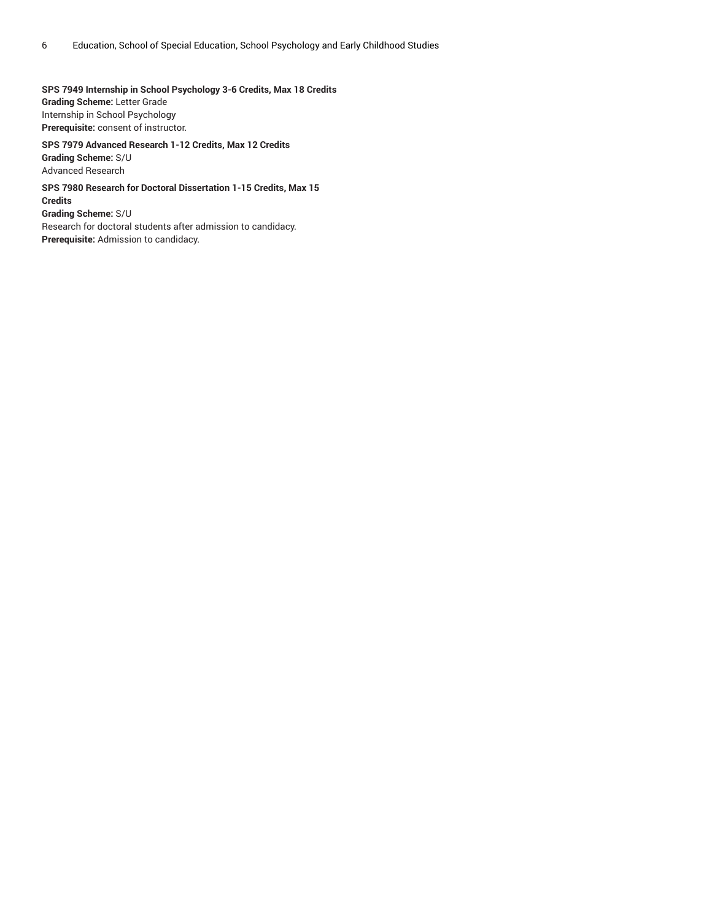**SPS 7949 Internship in School Psychology 3-6 Credits, Max 18 Credits**
**Grading Scheme:** Letter Grade
Internship in School Psychology
**Prerequisite:** consent of instructor.

**SPS 7979 Advanced Research 1-12 Credits, Max 12 Credits**
**Grading Scheme:** S/U
Advanced Research

**SPS 7980 Research for Doctoral Dissertation 1-15 Credits, Max 15 Credits**
**Grading Scheme:** S/U
Research for doctoral students after admission to candidacy.
**Prerequisite:** Admission to candidacy.